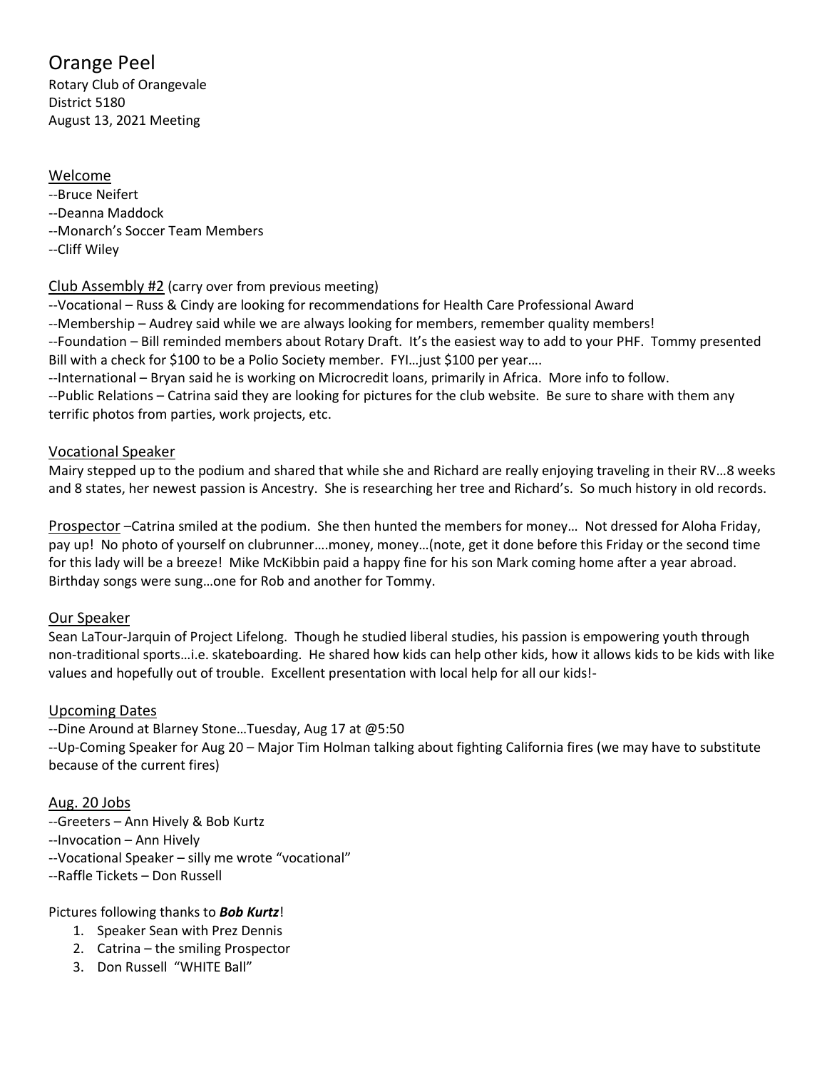# Orange Peel

Rotary Club of Orangevale
District 5180
August 13, 2021 Meeting

## Welcome

--Bruce Neifert
--Deanna Maddock
--Monarch's Soccer Team Members
--Cliff Wiley

## Club Assembly #2 (carry over from previous meeting)

--Vocational – Russ & Cindy are looking for recommendations for Health Care Professional Award
--Membership – Audrey said while we are always looking for members, remember quality members!
--Foundation – Bill reminded members about Rotary Draft. It's the easiest way to add to your PHF. Tommy presented Bill with a check for $100 to be a Polio Society member. FYI…just $100 per year….
--International – Bryan said he is working on Microcredit loans, primarily in Africa. More info to follow.
--Public Relations – Catrina said they are looking for pictures for the club website. Be sure to share with them any terrific photos from parties, work projects, etc.

## Vocational Speaker

Mairy stepped up to the podium and shared that while she and Richard are really enjoying traveling in their RV…8 weeks and 8 states, her newest passion is Ancestry. She is researching her tree and Richard's. So much history in old records.

**Prospector** –Catrina smiled at the podium. She then hunted the members for money… Not dressed for Aloha Friday, pay up! No photo of yourself on clubrunner….money, money…(note, get it done before this Friday or the second time for this lady will be a breeze! Mike McKibbin paid a happy fine for his son Mark coming home after a year abroad. Birthday songs were sung…one for Rob and another for Tommy.

## Our Speaker

Sean LaTour-Jarquin of Project Lifelong. Though he studied liberal studies, his passion is empowering youth through non-traditional sports…i.e. skateboarding. He shared how kids can help other kids, how it allows kids to be kids with like values and hopefully out of trouble. Excellent presentation with local help for all our kids!-

## Upcoming Dates

--Dine Around at Blarney Stone…Tuesday, Aug 17 at @5:50
--Up-Coming Speaker for Aug 20 – Major Tim Holman talking about fighting California fires (we may have to substitute because of the current fires)

## Aug. 20 Jobs

--Greeters – Ann Hively & Bob Kurtz
--Invocation – Ann Hively
--Vocational Speaker – silly me wrote "vocational"
--Raffle Tickets – Don Russell

Pictures following thanks to ***Bob Kurtz***!

1. Speaker Sean with Prez Dennis
2. Catrina – the smiling Prospector
3. Don Russell "WHITE Ball"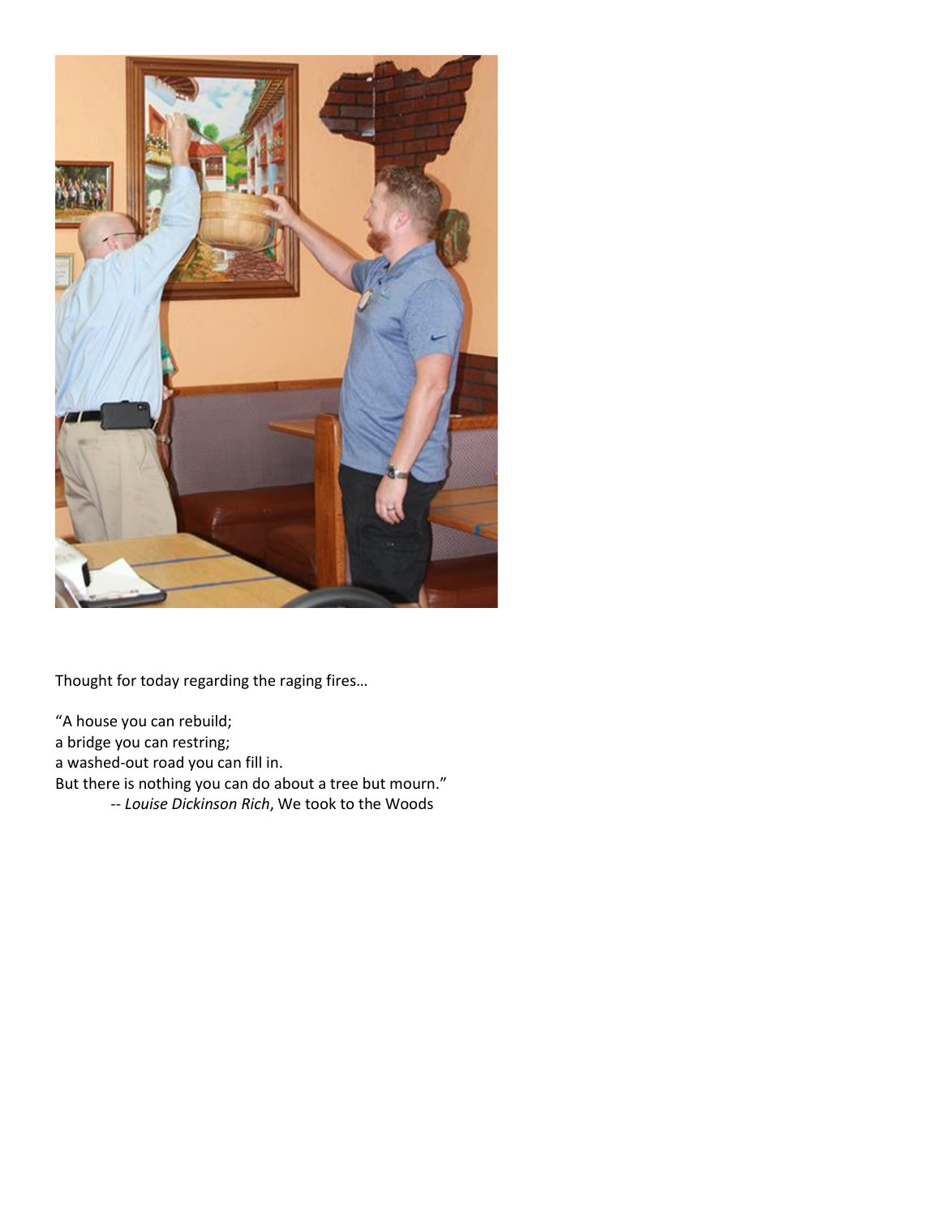Thought for today regarding the raging fires…

"A house you can rebuild;
a bridge you can restring;
a washed-out road you can fill in.
But there is nothing you can do about a tree but mourn."
-- *Louise Dickinson Rich*, We took to the Woods